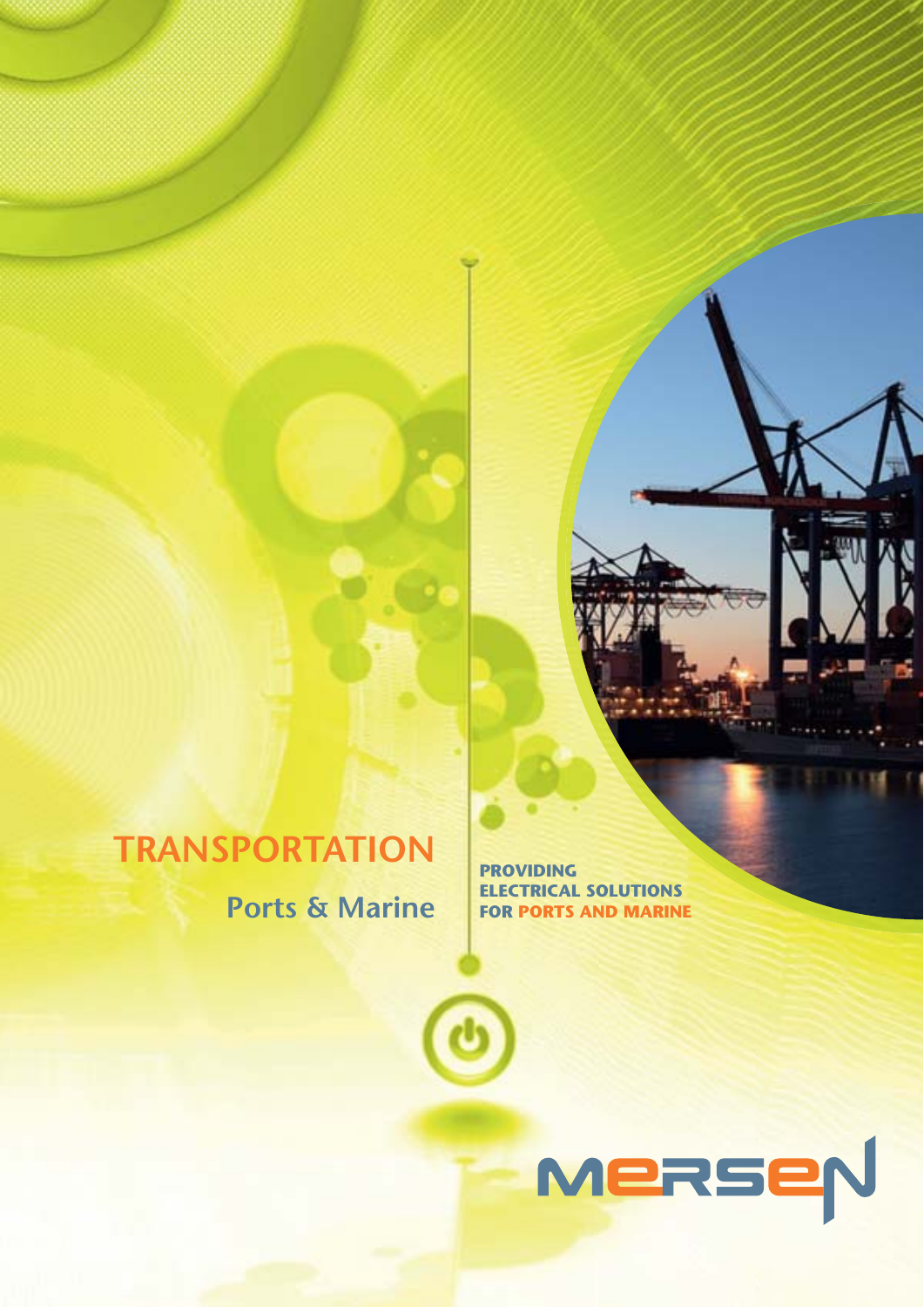# TRANSPORTATION

## Ports & Marine

**PROVIDING ELECTRICAL SOLUTIONS FOR PORTS AND MARINE**

MERSEN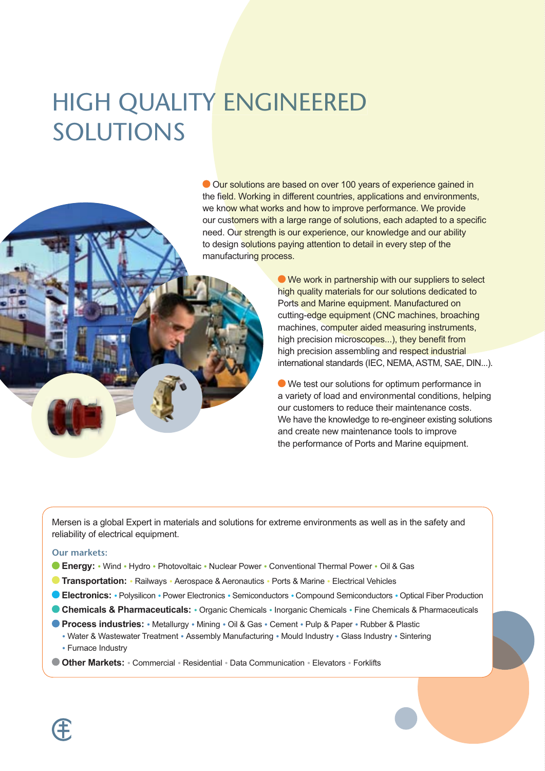# HIGH QUALITY ENGINEERED SOLUTIONS

Our solutions are based on over 100 years of experience gained in the field. Working in different countries, applications and environments, we know what works and how to improve performance. We provide our customers with a large range of solutions, each adapted to a specific need. Our strength is our experience, our knowledge and our ability to design solutions paying attention to detail in every step of the manufacturing process.

We work in partnership with our suppliers to select high quality materials for our solutions dedicated to Ports and Marine equipment. Manufactured on cutting-edge equipment (CNC machines, broaching machines, computer aided measuring instruments, high precision microscopes...), they benefit from high precision assembling and respect industrial international standards (IEC, NEMA, ASTM, SAE, DIN...).

We test our solutions for optimum performance in a variety of load and environmental conditions, helping our customers to reduce their maintenance costs. We have the knowledge to re-engineer existing solutions and create new maintenance tools to improve the performance of Ports and Marine equipment.

Mersen is a global Expert in materials and solutions for extreme environments as well as in the safety and reliability of electrical equipment.

**Our markets:**

- **Energy:** • Wind • Hydro • Photovoltaic • Nuclear Power • Conventional Thermal Power • Oil & Gas
- **Transportation:** • Railways • Aerospace & Aeronautics • Ports & Marine • Electrical Vehicles
- **Electronics:** • Polysilicon • Power Electronics • Semiconductors • Compound Semiconductors • Optical Fiber Production
- **Chemicals & Pharmaceuticals:** • Organic Chemicals • Inorganic Chemicals • Fine Chemicals & Pharmaceuticals
- **Process industries:** • Metallurgy • Mining • Oil & Gas • Cement • Pulp & Paper • Rubber & Plastic • Water & Wastewater Treatment • Assembly Manufacturing • Mould Industry • Glass Industry • Sintering • Furnace Industry
- **Other Markets:** • Commercial • Residential • Data Communication • Elevators • Forklifts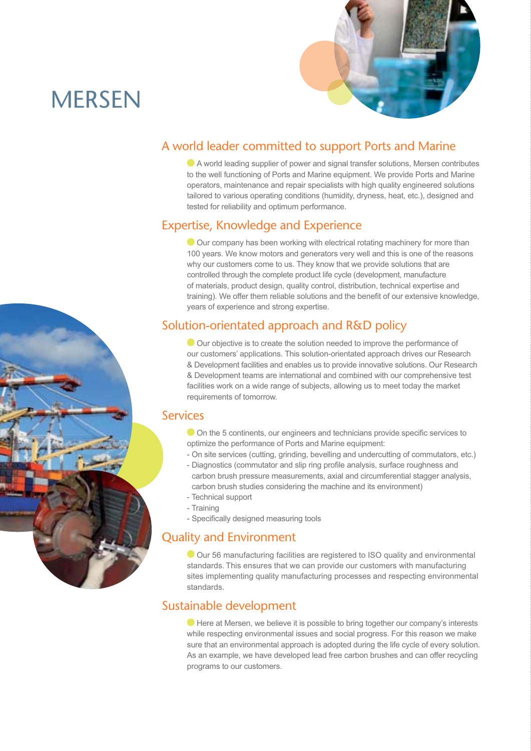# MERSEN

## A world leader committed to support Ports and Marine

A world leading supplier of power and signal transfer solutions, Mersen contributes to the well functioning of Ports and Marine equipment. We provide Ports and Marine operators, maintenance and repair specialists with high quality engineered solutions tailored to various operating conditions (humidity, dryness, heat, etc.), designed and tested for reliability and optimum performance.

## Expertise, Knowledge and Experience

Our company has been working with electrical rotating machinery for more than 100 years. We know motors and generators very well and this is one of the reasons why our customers come to us. They know that we provide solutions that are controlled through the complete product life cycle (development, manufacture of materials, product design, quality control, distribution, technical expertise and training). We offer them reliable solutions and the benefit of our extensive knowledge, years of experience and strong expertise.

## Solution-orientated approach and R&D policy

Our objective is to create the solution needed to improve the performance of our customers' applications. This solution-orientated approach drives our Research & Development facilities and enables us to provide innovative solutions. Our Research & Development teams are international and combined with our comprehensive test facilities work on a wide range of subjects, allowing us to meet today the market requirements of tomorrow.

## Services

On the 5 continents, our engineers and technicians provide specific services to optimize the performance of Ports and Marine equipment:

- On site services (cutting, grinding, bevelling and undercutting of commutators, etc.)
- Diagnostics (commutator and slip ring profile analysis, surface roughness and carbon brush pressure measurements, axial and circumferential stagger analysis, carbon brush studies considering the machine and its environment)
- Technical support
- Training
- Specifically designed measuring tools

## Quality and Environment

Our 56 manufacturing facilities are registered to ISO quality and environmental standards. This ensures that we can provide our customers with manufacturing sites implementing quality manufacturing processes and respecting environmental standards.

## Sustainable development

Here at Mersen, we believe it is possible to bring together our company's interests while respecting environmental issues and social progress. For this reason we make sure that an environmental approach is adopted during the life cycle of every solution. As an example, we have developed lead free carbon brushes and can offer recycling programs to our customers.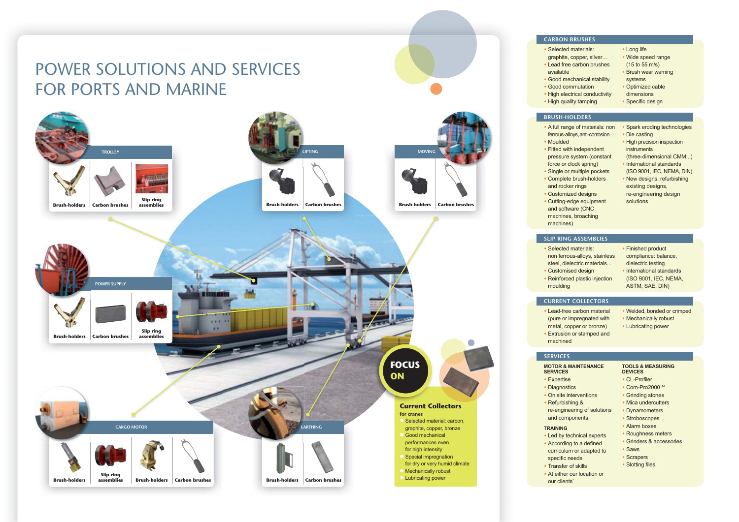# POWER SOLUTIONS AND SERVICES FOR PORTS AND MARINE

### TROLLEY

Brush-holders | Carbon brushes | Slip ring assemblies

### LIFTING

Brush-holders | Carbon brushes

### MOVING

Brush-holders | Carbon brushes

### POWER SUPPLY

Brush-holders | Carbon brushes | Slip ring assemblies

### CARGO MOTOR

Brush-holders | Slip ring assemblies | Brush-holders | Carbon brushes

### EARTHING

Brush-holders | Carbon brushes

## FOCUS ON

### Current Collectors

for cranes

- Selected material: carbon, graphite, copper, bronze
- Good mechanical performances even for high intensity
- Special impregnation for dry or very humid climate
- Mechanically robust
- Lubricating power

## CARBON BRUSHES

- Selected materials: graphite, copper, silver…
- Lead free carbon brushes available
- Good mechanical stability
- Good commutation
- High electrical conductivity
- High quality tamping
- Long life
- Wide speed range (15 to 55 m/s)
- Brush wear warning systems
- Optimized cable dimensions
- Specific design

## BRUSH-HOLDERS

- A full range of materials: non ferrous-alloys, anti-corrosion…
- Moulded
- Fitted with independent pressure system (constant force or clock spring)
- Single or multiple pockets
- Complete brush-holders and rocker rings
- Customized designs
- Cutting-edge equipment and software (CNC machines, broaching machines)
- Spark eroding technologies
- Die casting
- High precision inspection instruments (three-dimensional CMM...)
- International standards (ISO 9001, IEC, NEMA, DIN)
- New designs, refurbishing existing designs, re-engineering design solutions

## SLIP RING ASSEMBLIES

- Selected materials: non ferrous-alloys, stainless steel, dielectric materials...
- Customised design
- Reinforced plastic injection moulding
- Finished product compliance: balance, dielectric testing
- International standards (ISO 9001, IEC, NEMA, ASTM, SAE, DIN)

## CURRENT COLLECTORS

- Lead-free carbon material (pure or impregnated with metal, copper or bronze)
- Extrusion or stamped and machined
- Welded, bonded or crimped
- Mechanically robust
- Lubricating power

## SERVICES

### MOTOR & MAINTENANCE SERVICES

- Expertise
- Diagnostics
- On site interventions
- Refurbishing & re-engineering of solutions and components

### TRAINING

- Led by technical experts
- According to a defined curriculum or adapted to specific needs
- Transfer of skills
- At either our location or our clients'

### TOOLS & MEASURING DEVICES

- CL-Profiler
- Com-Pro2000™
- Grinding stones
- Mica undercutters
- Dynamometers
- Stroboscopes
- Alarm boxes
- Roughness meters
- Grinders & accessories
- Saws
- Scrapers
- Slotting files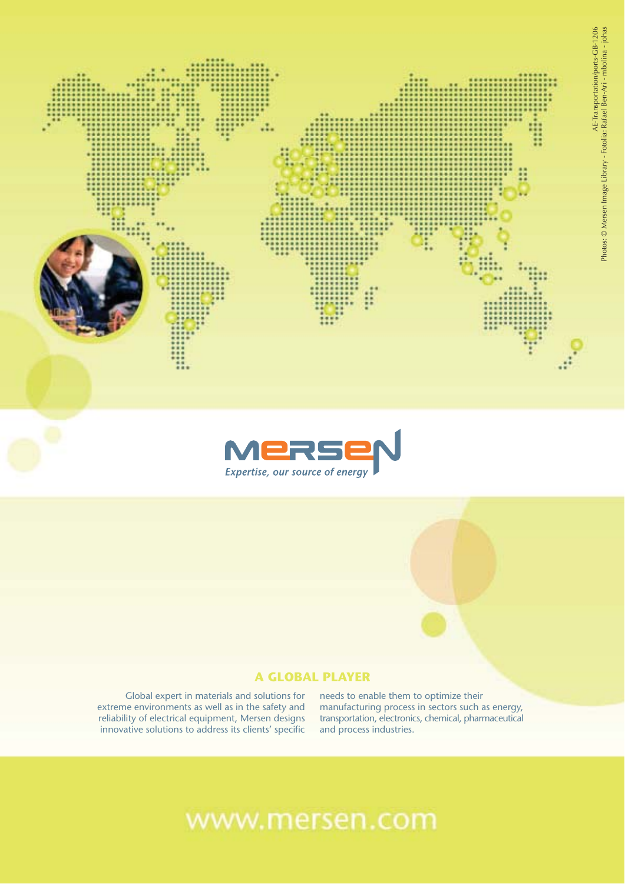AE-Transportation/ports-GB-1206
Photos: © Mersen Image Library - Fotolia: Rafael Ben-Ari - mbolina - johas

MERSEN

*Expertise, our source of energy*

## A GLOBAL PLAYER

Global expert in materials and solutions for extreme environments as well as in the safety and reliability of electrical equipment, Mersen designs innovative solutions to address its clients' specific needs to enable them to optimize their manufacturing process in sectors such as energy, transportation, electronics, chemical, pharmaceutical and process industries.

www.mersen.com